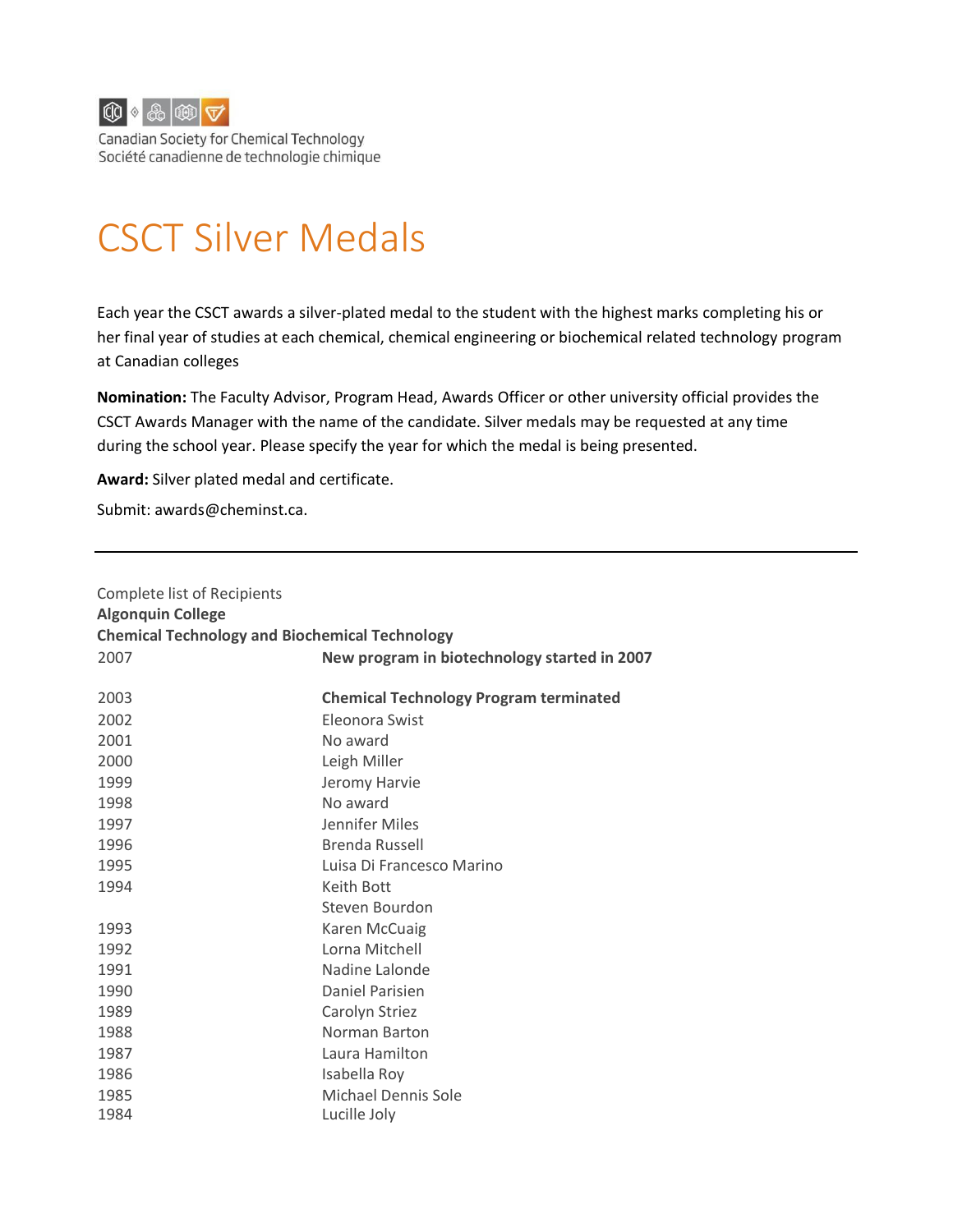Canadian Society for Chemical Technology
Société canadienne de technologie chimique

# CSCT Silver Medals

Each year the CSCT awards a silver-plated medal to the student with the highest marks completing his or her final year of studies at each chemical, chemical engineering or biochemical related technology program at Canadian colleges

**Nomination:** The Faculty Advisor, Program Head, Awards Officer or other university official provides the CSCT Awards Manager with the name of the candidate. Silver medals may be requested at any time during the school year. Please specify the year for which the medal is being presented.

**Award:** Silver plated medal and certificate.

Submit: awards@cheminst.ca.

---

Complete list of Recipients

**Algonquin College**

**Chemical Technology and Biochemical Technology**

| | |
|---|---|
| 2007 | **New program in biotechnology started in 2007** |
| 2003 | **Chemical Technology Program terminated** |
| 2002 | Eleonora Swist |
| 2001 | No award |
| 2000 | Leigh Miller |
| 1999 | Jeromy Harvie |
| 1998 | No award |
| 1997 | Jennifer Miles |
| 1996 | Brenda Russell |
| 1995 | Luisa Di Francesco Marino |
| 1994 | Keith Bott |
| | Steven Bourdon |
| 1993 | Karen McCuaig |
| 1992 | Lorna Mitchell |
| 1991 | Nadine Lalonde |
| 1990 | Daniel Parisien |
| 1989 | Carolyn Striez |
| 1988 | Norman Barton |
| 1987 | Laura Hamilton |
| 1986 | Isabella Roy |
| 1985 | Michael Dennis Sole |
| 1984 | Lucille Joly |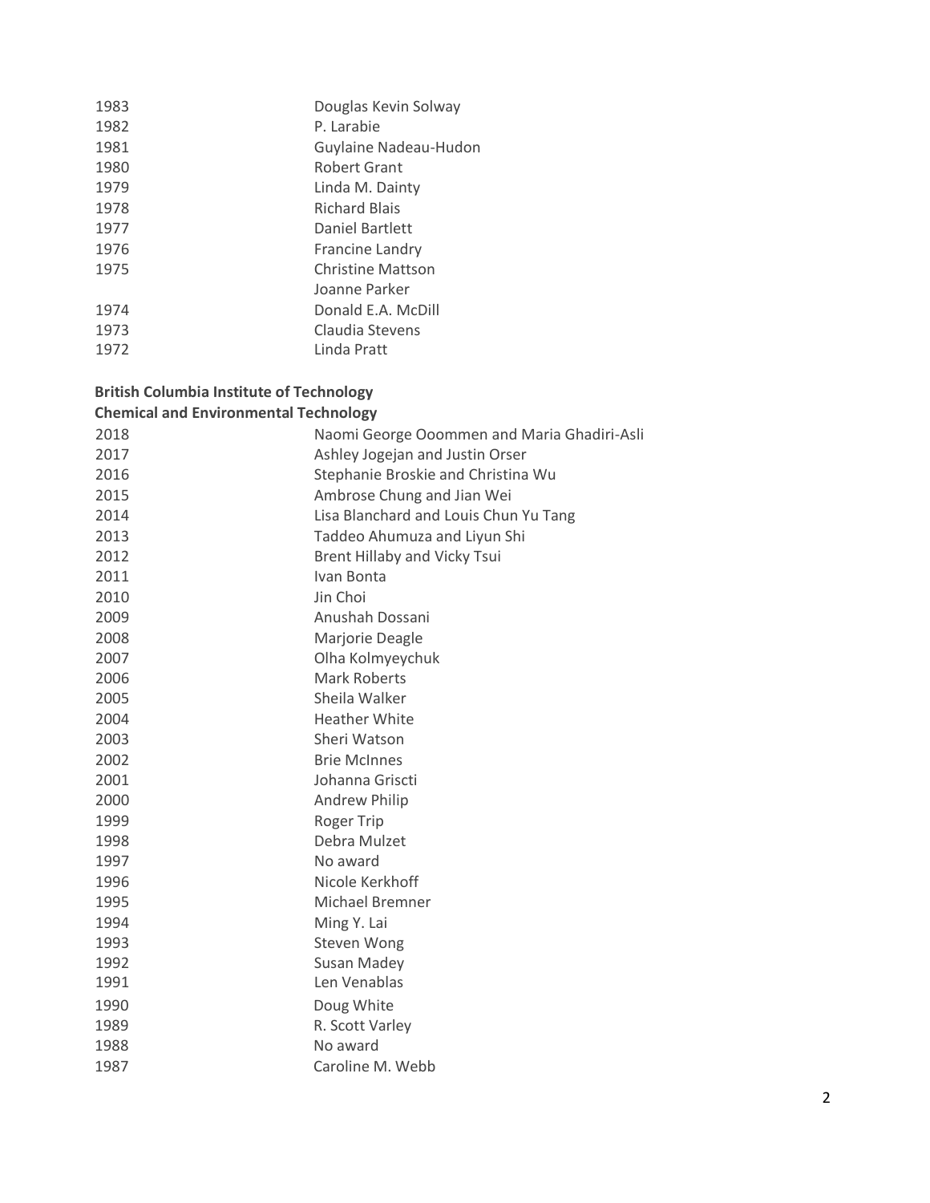| | |
|---|---|
| 1983 | Douglas Kevin Solway |
| 1982 | P. Larabie |
| 1981 | Guylaine Nadeau-Hudon |
| 1980 | Robert Grant |
| 1979 | Linda M. Dainty |
| 1978 | Richard Blais |
| 1977 | Daniel Bartlett |
| 1976 | Francine Landry |
| 1975 | Christine Mattson |
| | Joanne Parker |
| 1974 | Donald E.A. McDill |
| 1973 | Claudia Stevens |
| 1972 | Linda Pratt |

**British Columbia Institute of Technology**
**Chemical and Environmental Technology**

| | |
|---|---|
| 2018 | Naomi George Ooommen and Maria Ghadiri-Asli |
| 2017 | Ashley Jogejan and Justin Orser |
| 2016 | Stephanie Broskie and Christina Wu |
| 2015 | Ambrose Chung and Jian Wei |
| 2014 | Lisa Blanchard and Louis Chun Yu Tang |
| 2013 | Taddeo Ahumuza and Liyun Shi |
| 2012 | Brent Hillaby and Vicky Tsui |
| 2011 | Ivan Bonta |
| 2010 | Jin Choi |
| 2009 | Anushah Dossani |
| 2008 | Marjorie Deagle |
| 2007 | Olha Kolmyeychuk |
| 2006 | Mark Roberts |
| 2005 | Sheila Walker |
| 2004 | Heather White |
| 2003 | Sheri Watson |
| 2002 | Brie McInnes |
| 2001 | Johanna Griscti |
| 2000 | Andrew Philip |
| 1999 | Roger Trip |
| 1998 | Debra Mulzet |
| 1997 | No award |
| 1996 | Nicole Kerkhoff |
| 1995 | Michael Bremner |
| 1994 | Ming Y. Lai |
| 1993 | Steven Wong |
| 1992 | Susan Madey |
| 1991 | Len Venablas |
| 1990 | Doug White |
| 1989 | R. Scott Varley |
| 1988 | No award |
| 1987 | Caroline M. Webb |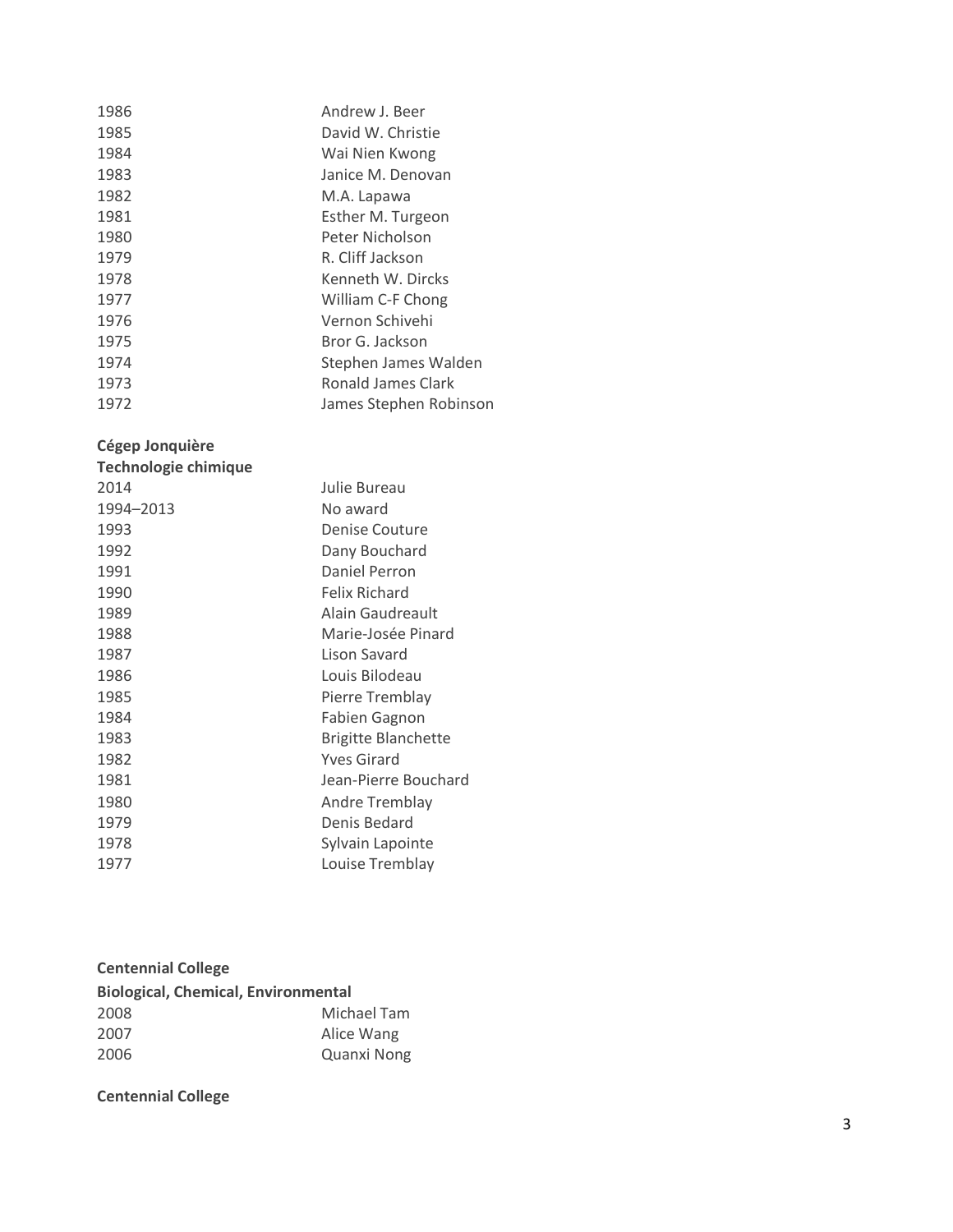| | |
|---|---|
| 1986 | Andrew J. Beer |
| 1985 | David W. Christie |
| 1984 | Wai Nien Kwong |
| 1983 | Janice M. Denovan |
| 1982 | M.A. Lapawa |
| 1981 | Esther M. Turgeon |
| 1980 | Peter Nicholson |
| 1979 | R. Cliff Jackson |
| 1978 | Kenneth W. Dircks |
| 1977 | William C-F Chong |
| 1976 | Vernon Schivehi |
| 1975 | Bror G. Jackson |
| 1974 | Stephen James Walden |
| 1973 | Ronald James Clark |
| 1972 | James Stephen Robinson |

**Cégep Jonquière**
**Technologie chimique**

| | |
|---|---|
| 2014 | Julie Bureau |
| 1994–2013 | No award |
| 1993 | Denise Couture |
| 1992 | Dany Bouchard |
| 1991 | Daniel Perron |
| 1990 | Felix Richard |
| 1989 | Alain Gaudreault |
| 1988 | Marie-Josée Pinard |
| 1987 | Lison Savard |
| 1986 | Louis Bilodeau |
| 1985 | Pierre Tremblay |
| 1984 | Fabien Gagnon |
| 1983 | Brigitte Blanchette |
| 1982 | Yves Girard |
| 1981 | Jean-Pierre Bouchard |
| 1980 | Andre Tremblay |
| 1979 | Denis Bedard |
| 1978 | Sylvain Lapointe |
| 1977 | Louise Tremblay |

**Centennial College**
**Biological, Chemical, Environmental**

| | |
|---|---|
| 2008 | Michael Tam |
| 2007 | Alice Wang |
| 2006 | Quanxi Nong |

**Centennial College**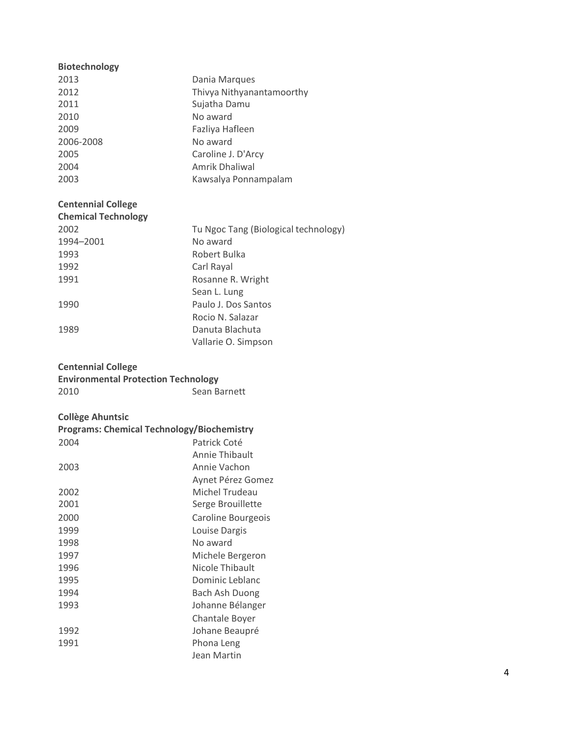**Biotechnology**

| | |
|---|---|
| 2013 | Dania Marques |
| 2012 | Thivya Nithyanantamoorthy |
| 2011 | Sujatha Damu |
| 2010 | No award |
| 2009 | Fazliya Hafleen |
| 2006-2008 | No award |
| 2005 | Caroline J. D'Arcy |
| 2004 | Amrik Dhaliwal |
| 2003 | Kawsalya Ponnampalam |

**Centennial College**
**Chemical Technology**

| | |
|---|---|
| 2002 | Tu Ngoc Tang (Biological technology) |
| 1994–2001 | No award |
| 1993 | Robert Bulka |
| 1992 | Carl Rayal |
| 1991 | Rosanne R. Wright |
| | Sean L. Lung |
| 1990 | Paulo J. Dos Santos |
| | Rocio N. Salazar |
| 1989 | Danuta Blachuta |
| | Vallarie O. Simpson |

**Centennial College**
**Environmental Protection Technology**

| | |
|---|---|
| 2010 | Sean Barnett |

**Collège Ahuntsic**
**Programs: Chemical Technology/Biochemistry**

| | |
|---|---|
| 2004 | Patrick Coté |
| | Annie Thibault |
| 2003 | Annie Vachon |
| | Aynet Pérez Gomez |
| 2002 | Michel Trudeau |
| 2001 | Serge Brouillette |
| 2000 | Caroline Bourgeois |
| 1999 | Louise Dargis |
| 1998 | No award |
| 1997 | Michele Bergeron |
| 1996 | Nicole Thibault |
| 1995 | Dominic Leblanc |
| 1994 | Bach Ash Duong |
| 1993 | Johanne Bélanger |
| | Chantale Boyer |
| 1992 | Johane Beaupré |
| 1991 | Phona Leng |
| | Jean Martin |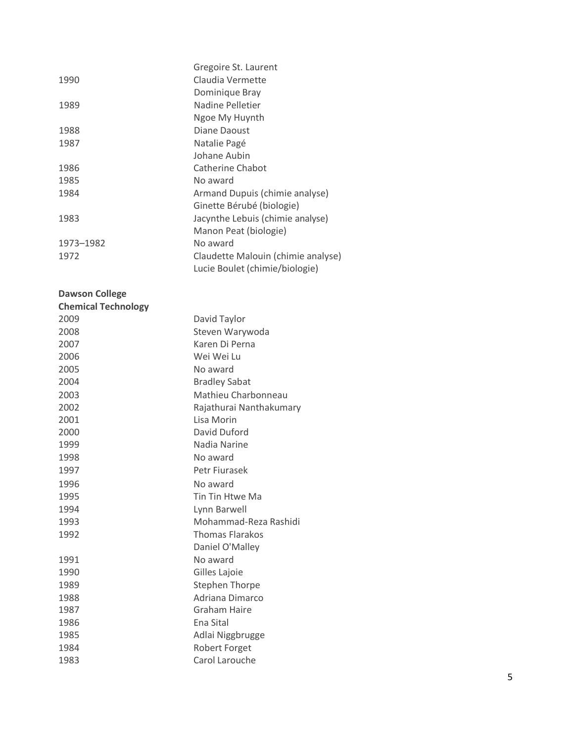| | |
|---|---|
| | Gregoire St. Laurent |
| 1990 | Claudia Vermette |
| | Dominique Bray |
| 1989 | Nadine Pelletier |
| | Ngoe My Huynth |
| 1988 | Diane Daoust |
| 1987 | Natalie Pagé |
| | Johane Aubin |
| 1986 | Catherine Chabot |
| 1985 | No award |
| 1984 | Armand Dupuis (chimie analyse) |
| | Ginette Bérubé (biologie) |
| 1983 | Jacynthe Lebuis (chimie analyse) |
| | Manon Peat (biologie) |
| 1973–1982 | No award |
| 1972 | Claudette Malouin (chimie analyse) |
| | Lucie Boulet (chimie/biologie) |

**Dawson College**
**Chemical Technology**

| | |
|---|---|
| 2009 | David Taylor |
| 2008 | Steven Warywoda |
| 2007 | Karen Di Perna |
| 2006 | Wei Wei Lu |
| 2005 | No award |
| 2004 | Bradley Sabat |
| 2003 | Mathieu Charbonneau |
| 2002 | Rajathurai Nanthakumary |
| 2001 | Lisa Morin |
| 2000 | David Duford |
| 1999 | Nadia Narine |
| 1998 | No award |
| 1997 | Petr Fiurasek |
| 1996 | No award |
| 1995 | Tin Tin Htwe Ma |
| 1994 | Lynn Barwell |
| 1993 | Mohammad-Reza Rashidi |
| 1992 | Thomas Flarakos |
| | Daniel O'Malley |
| 1991 | No award |
| 1990 | Gilles Lajoie |
| 1989 | Stephen Thorpe |
| 1988 | Adriana Dimarco |
| 1987 | Graham Haire |
| 1986 | Ena Sital |
| 1985 | Adlai Niggbrugge |
| 1984 | Robert Forget |
| 1983 | Carol Larouche |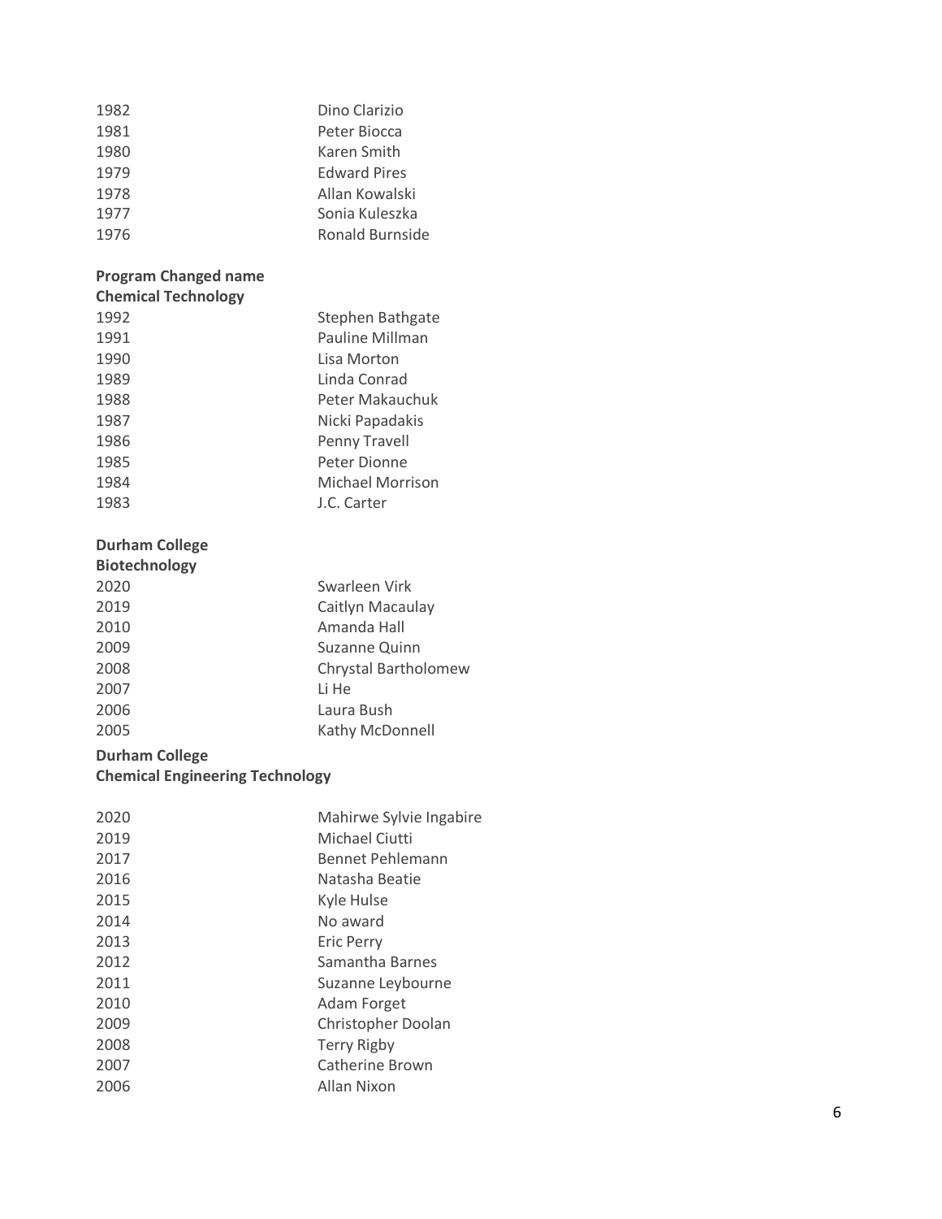| | |
|---|---|
| 1982 | Dino Clarizio |
| 1981 | Peter Biocca |
| 1980 | Karen Smith |
| 1979 | Edward Pires |
| 1978 | Allan Kowalski |
| 1977 | Sonia Kuleszka |
| 1976 | Ronald Burnside |

**Program Changed name**
**Chemical Technology**

| | |
|---|---|
| 1992 | Stephen Bathgate |
| 1991 | Pauline Millman |
| 1990 | Lisa Morton |
| 1989 | Linda Conrad |
| 1988 | Peter Makauchuk |
| 1987 | Nicki Papadakis |
| 1986 | Penny Travell |
| 1985 | Peter Dionne |
| 1984 | Michael Morrison |
| 1983 | J.C. Carter |

**Durham College**
**Biotechnology**

| | |
|---|---|
| 2020 | Swarleen Virk |
| 2019 | Caitlyn Macaulay |
| 2010 | Amanda Hall |
| 2009 | Suzanne Quinn |
| 2008 | Chrystal Bartholomew |
| 2007 | Li He |
| 2006 | Laura Bush |
| 2005 | Kathy McDonnell |

**Durham College**
**Chemical Engineering Technology**

| | |
|---|---|
| 2020 | Mahirwe Sylvie Ingabire |
| 2019 | Michael Ciutti |
| 2017 | Bennet Pehlemann |
| 2016 | Natasha Beatie |
| 2015 | Kyle Hulse |
| 2014 | No award |
| 2013 | Eric Perry |
| 2012 | Samantha Barnes |
| 2011 | Suzanne Leybourne |
| 2010 | Adam Forget |
| 2009 | Christopher Doolan |
| 2008 | Terry Rigby |
| 2007 | Catherine Brown |
| 2006 | Allan Nixon |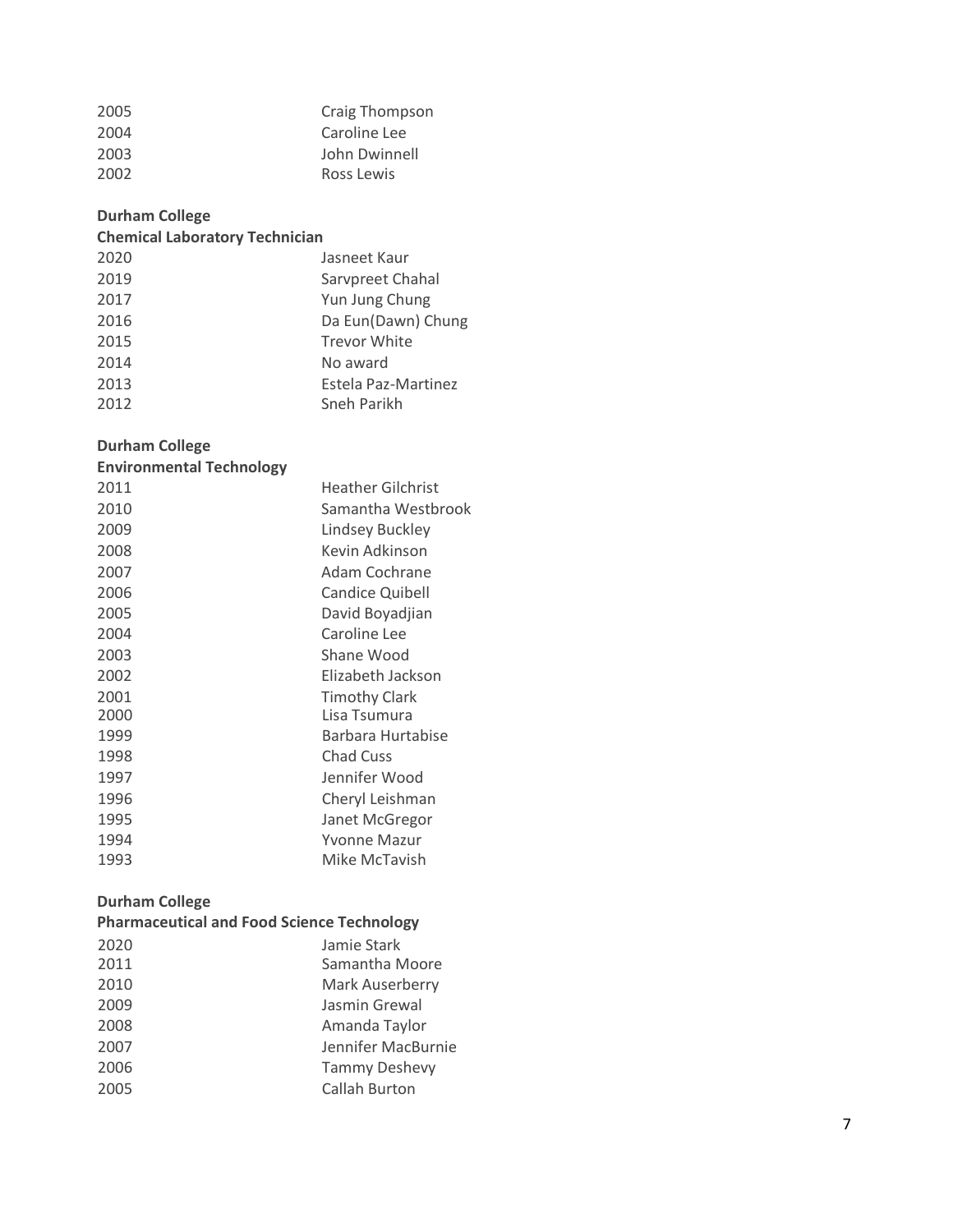| | |
|---|---|
| 2005 | Craig Thompson |
| 2004 | Caroline Lee |
| 2003 | John Dwinnell |
| 2002 | Ross Lewis |

**Durham College**

**Chemical Laboratory Technician**

| | |
|---|---|
| 2020 | Jasneet Kaur |
| 2019 | Sarvpreet Chahal |
| 2017 | Yun Jung Chung |
| 2016 | Da Eun(Dawn) Chung |
| 2015 | Trevor White |
| 2014 | No award |
| 2013 | Estela Paz-Martinez |
| 2012 | Sneh Parikh |

**Durham College**

**Environmental Technology**

| | |
|---|---|
| 2011 | Heather Gilchrist |
| 2010 | Samantha Westbrook |
| 2009 | Lindsey Buckley |
| 2008 | Kevin Adkinson |
| 2007 | Adam Cochrane |
| 2006 | Candice Quibell |
| 2005 | David Boyadjian |
| 2004 | Caroline Lee |
| 2003 | Shane Wood |
| 2002 | Elizabeth Jackson |
| 2001 | Timothy Clark |
| 2000 | Lisa Tsumura |
| 1999 | Barbara Hurtabise |
| 1998 | Chad Cuss |
| 1997 | Jennifer Wood |
| 1996 | Cheryl Leishman |
| 1995 | Janet McGregor |
| 1994 | Yvonne Mazur |
| 1993 | Mike McTavish |

**Durham College**

**Pharmaceutical and Food Science Technology**

| | |
|---|---|
| 2020 | Jamie Stark |
| 2011 | Samantha Moore |
| 2010 | Mark Auserberry |
| 2009 | Jasmin Grewal |
| 2008 | Amanda Taylor |
| 2007 | Jennifer MacBurnie |
| 2006 | Tammy Deshevy |
| 2005 | Callah Burton |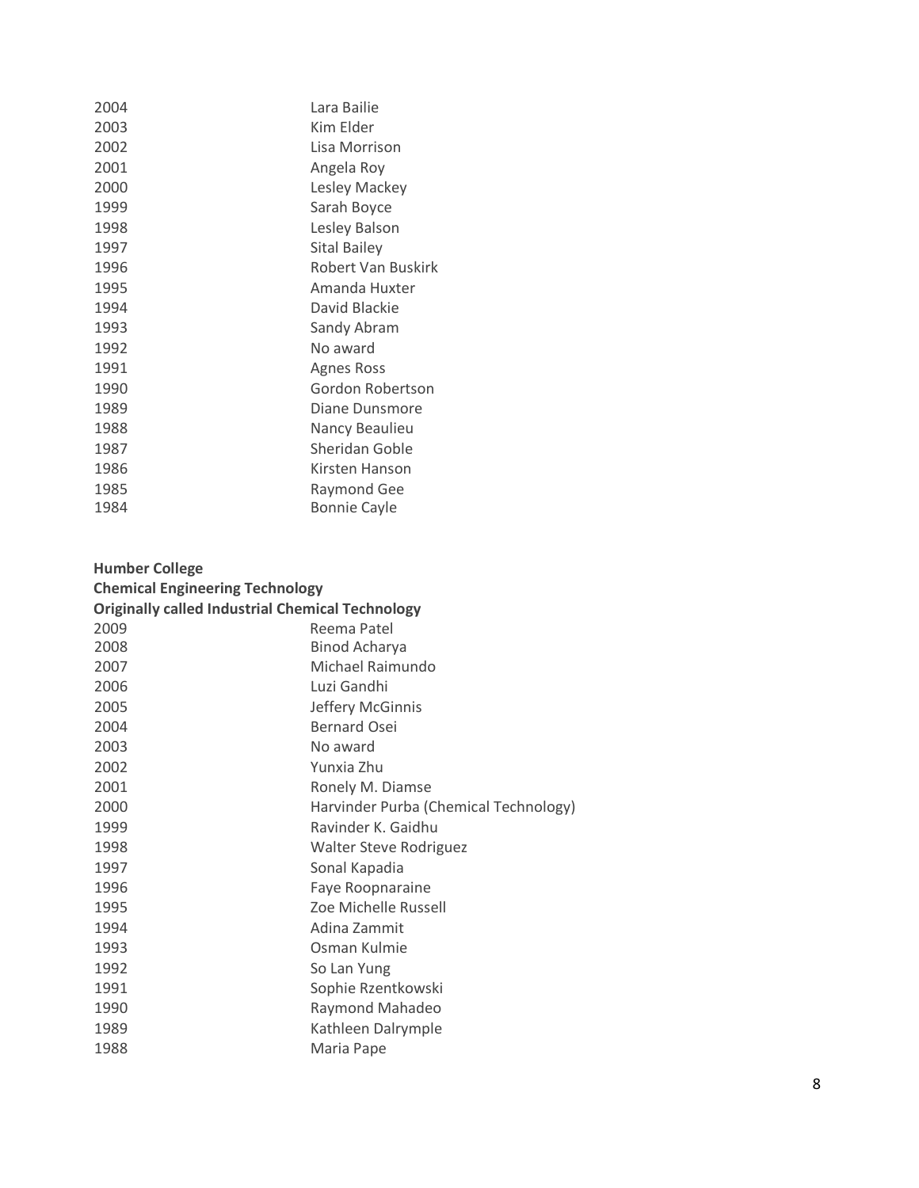| | |
|---|---|
| 2004 | Lara Bailie |
| 2003 | Kim Elder |
| 2002 | Lisa Morrison |
| 2001 | Angela Roy |
| 2000 | Lesley Mackey |
| 1999 | Sarah Boyce |
| 1998 | Lesley Balson |
| 1997 | Sital Bailey |
| 1996 | Robert Van Buskirk |
| 1995 | Amanda Huxter |
| 1994 | David Blackie |
| 1993 | Sandy Abram |
| 1992 | No award |
| 1991 | Agnes Ross |
| 1990 | Gordon Robertson |
| 1989 | Diane Dunsmore |
| 1988 | Nancy Beaulieu |
| 1987 | Sheridan Goble |
| 1986 | Kirsten Hanson |
| 1985 | Raymond Gee |
| 1984 | Bonnie Cayle |

**Humber College**
**Chemical Engineering Technology**
**Originally called Industrial Chemical Technology**

| | |
|---|---|
| 2009 | Reema Patel |
| 2008 | Binod Acharya |
| 2007 | Michael Raimundo |
| 2006 | Luzi Gandhi |
| 2005 | Jeffery McGinnis |
| 2004 | Bernard Osei |
| 2003 | No award |
| 2002 | Yunxia Zhu |
| 2001 | Ronely M. Diamse |
| 2000 | Harvinder Purba (Chemical Technology) |
| 1999 | Ravinder K. Gaidhu |
| 1998 | Walter Steve Rodriguez |
| 1997 | Sonal Kapadia |
| 1996 | Faye Roopnaraine |
| 1995 | Zoe Michelle Russell |
| 1994 | Adina Zammit |
| 1993 | Osman Kulmie |
| 1992 | So Lan Yung |
| 1991 | Sophie Rzentkowski |
| 1990 | Raymond Mahadeo |
| 1989 | Kathleen Dalrymple |
| 1988 | Maria Pape |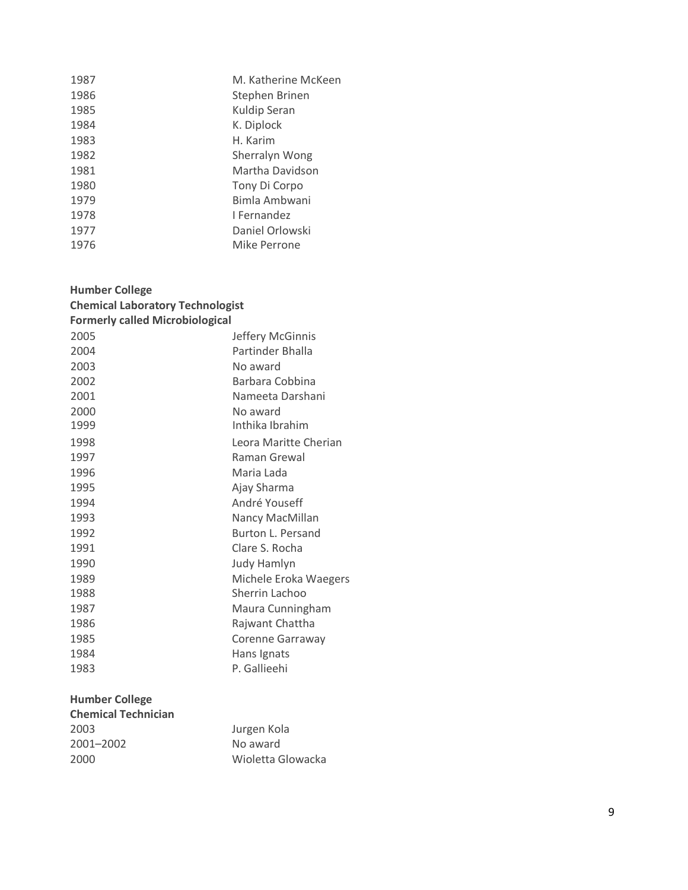| | |
|---|---|
| 1987 | M. Katherine McKeen |
| 1986 | Stephen Brinen |
| 1985 | Kuldip Seran |
| 1984 | K. Diplock |
| 1983 | H. Karim |
| 1982 | Sherralyn Wong |
| 1981 | Martha Davidson |
| 1980 | Tony Di Corpo |
| 1979 | Bimla Ambwani |
| 1978 | I Fernandez |
| 1977 | Daniel Orlowski |
| 1976 | Mike Perrone |

**Humber College**
**Chemical Laboratory Technologist**
**Formerly called Microbiological**

| | |
|---|---|
| 2005 | Jeffery McGinnis |
| 2004 | Partinder Bhalla |
| 2003 | No award |
| 2002 | Barbara Cobbina |
| 2001 | Nameeta Darshani |
| 2000 | No award |
| 1999 | Inthika Ibrahim |
| 1998 | Leora Maritte Cherian |
| 1997 | Raman Grewal |
| 1996 | Maria Lada |
| 1995 | Ajay Sharma |
| 1994 | André Youseff |
| 1993 | Nancy MacMillan |
| 1992 | Burton L. Persand |
| 1991 | Clare S. Rocha |
| 1990 | Judy Hamlyn |
| 1989 | Michele Eroka Waegers |
| 1988 | Sherrin Lachoo |
| 1987 | Maura Cunningham |
| 1986 | Rajwant Chattha |
| 1985 | Corenne Garraway |
| 1984 | Hans Ignats |
| 1983 | P. Gallieehi |

**Humber College**
**Chemical Technician**

| | |
|---|---|
| 2003 | Jurgen Kola |
| 2001–2002 | No award |
| 2000 | Wioletta Glowacka |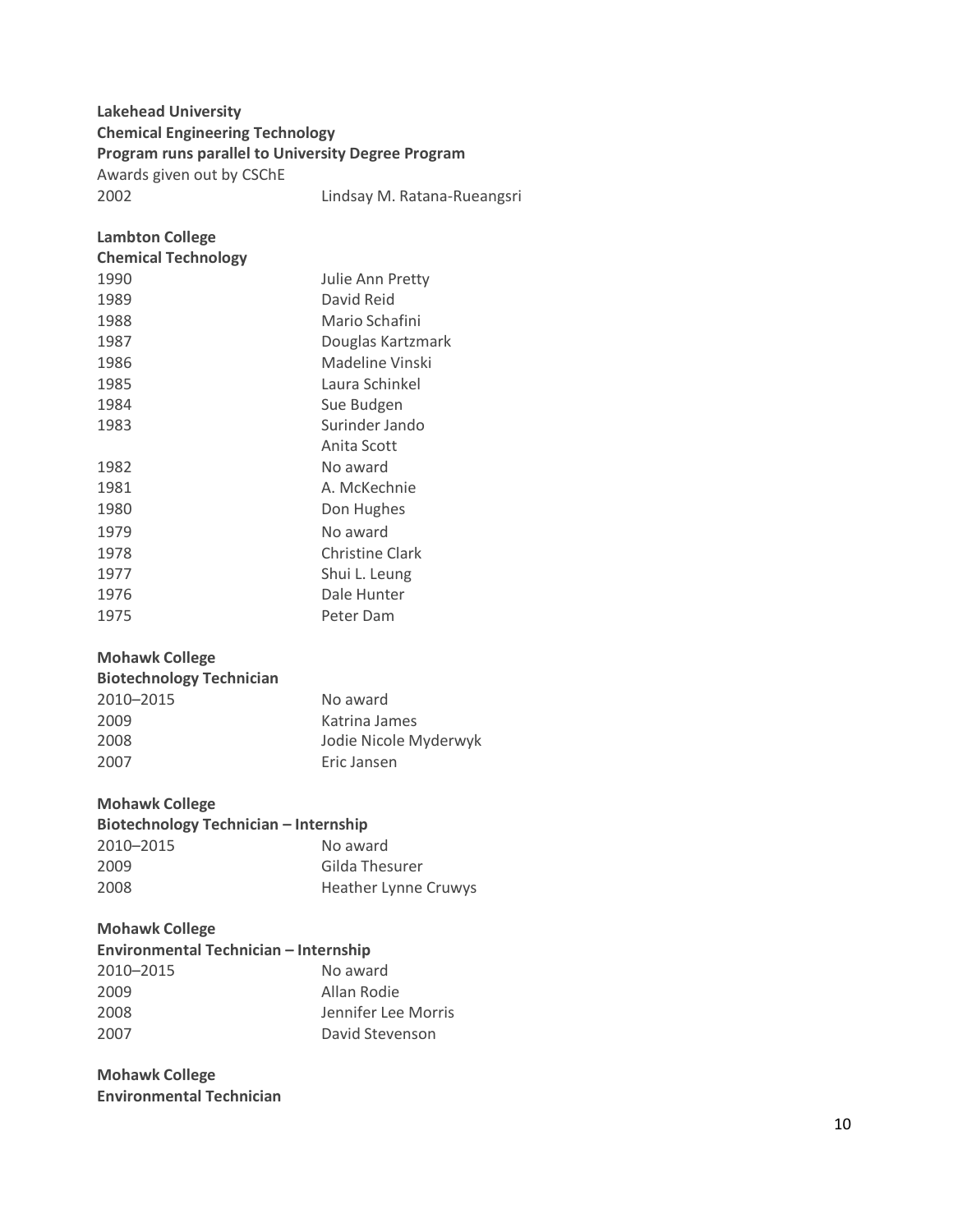**Lakehead University**
**Chemical Engineering Technology**
**Program runs parallel to University Degree Program**

Awards given out by CSChE

| | |
|---|---|
| 2002 | Lindsay M. Ratana-Rueangsri |

**Lambton College**
**Chemical Technology**

| | |
|---|---|
| 1990 | Julie Ann Pretty |
| 1989 | David Reid |
| 1988 | Mario Schafini |
| 1987 | Douglas Kartzmark |
| 1986 | Madeline Vinski |
| 1985 | Laura Schinkel |
| 1984 | Sue Budgen |
| 1983 | Surinder Jando |
| | Anita Scott |
| 1982 | No award |
| 1981 | A. McKechnie |
| 1980 | Don Hughes |
| 1979 | No award |
| 1978 | Christine Clark |
| 1977 | Shui L. Leung |
| 1976 | Dale Hunter |
| 1975 | Peter Dam |

**Mohawk College**
**Biotechnology Technician**

| | |
|---|---|
| 2010–2015 | No award |
| 2009 | Katrina James |
| 2008 | Jodie Nicole Myderwyk |
| 2007 | Eric Jansen |

**Mohawk College**
**Biotechnology Technician – Internship**

| | |
|---|---|
| 2010–2015 | No award |
| 2009 | Gilda Thesurer |
| 2008 | Heather Lynne Cruwys |

**Mohawk College**
**Environmental Technician – Internship**

| | |
|---|---|
| 2010–2015 | No award |
| 2009 | Allan Rodie |
| 2008 | Jennifer Lee Morris |
| 2007 | David Stevenson |

**Mohawk College**
**Environmental Technician**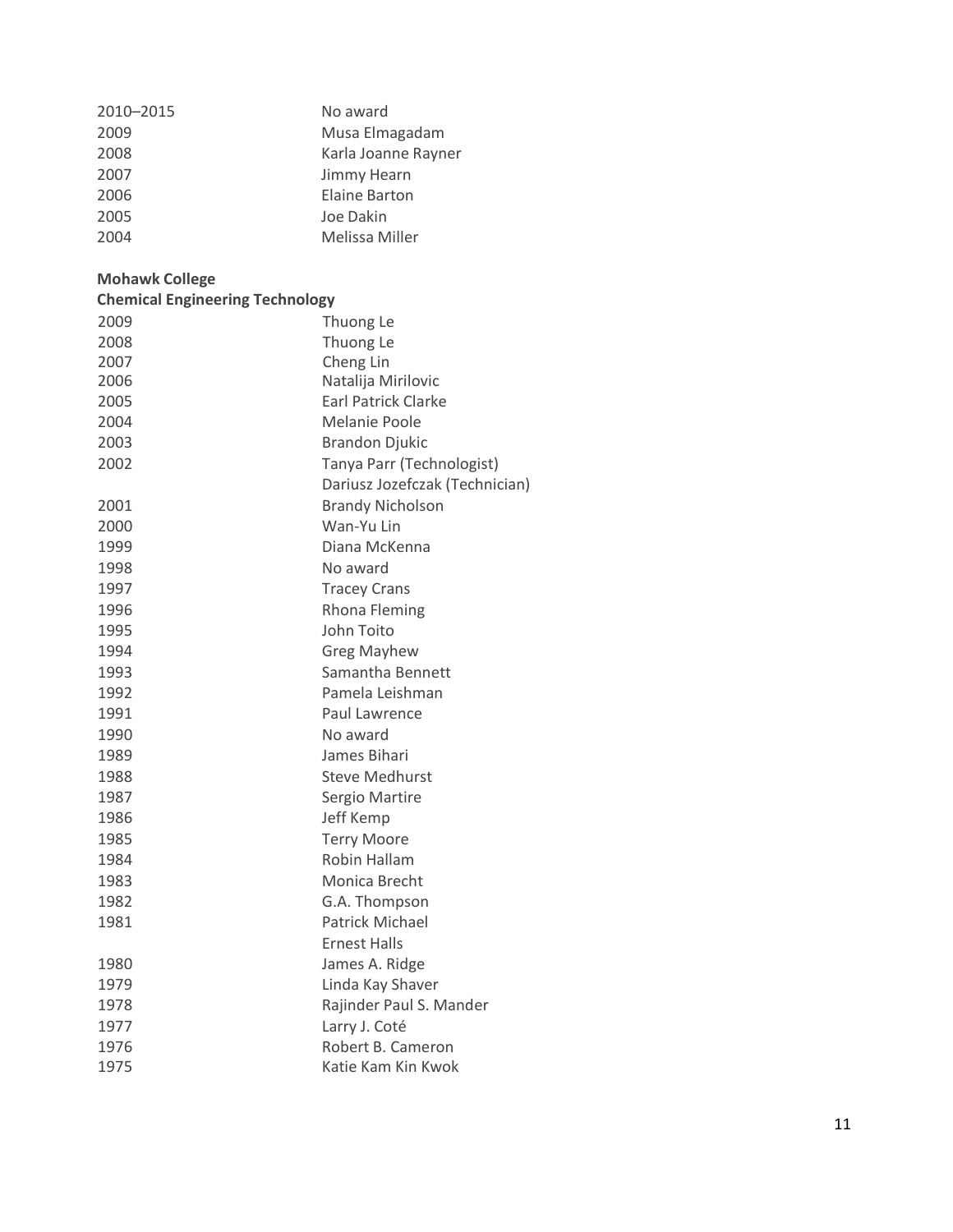| | |
|---|---|
| 2010–2015 | No award |
| 2009 | Musa Elmagadam |
| 2008 | Karla Joanne Rayner |
| 2007 | Jimmy Hearn |
| 2006 | Elaine Barton |
| 2005 | Joe Dakin |
| 2004 | Melissa Miller |

**Mohawk College**
**Chemical Engineering Technology**

| | |
|---|---|
| 2009 | Thuong Le |
| 2008 | Thuong Le |
| 2007 | Cheng Lin |
| 2006 | Natalija Mirilovic |
| 2005 | Earl Patrick Clarke |
| 2004 | Melanie Poole |
| 2003 | Brandon Djukic |
| 2002 | Tanya Parr (Technologist) |
| | Dariusz Jozefczak (Technician) |
| 2001 | Brandy Nicholson |
| 2000 | Wan-Yu Lin |
| 1999 | Diana McKenna |
| 1998 | No award |
| 1997 | Tracey Crans |
| 1996 | Rhona Fleming |
| 1995 | John Toito |
| 1994 | Greg Mayhew |
| 1993 | Samantha Bennett |
| 1992 | Pamela Leishman |
| 1991 | Paul Lawrence |
| 1990 | No award |
| 1989 | James Bihari |
| 1988 | Steve Medhurst |
| 1987 | Sergio Martire |
| 1986 | Jeff Kemp |
| 1985 | Terry Moore |
| 1984 | Robin Hallam |
| 1983 | Monica Brecht |
| 1982 | G.A. Thompson |
| 1981 | Patrick Michael |
| | Ernest Halls |
| 1980 | James A. Ridge |
| 1979 | Linda Kay Shaver |
| 1978 | Rajinder Paul S. Mander |
| 1977 | Larry J. Coté |
| 1976 | Robert B. Cameron |
| 1975 | Katie Kam Kin Kwok |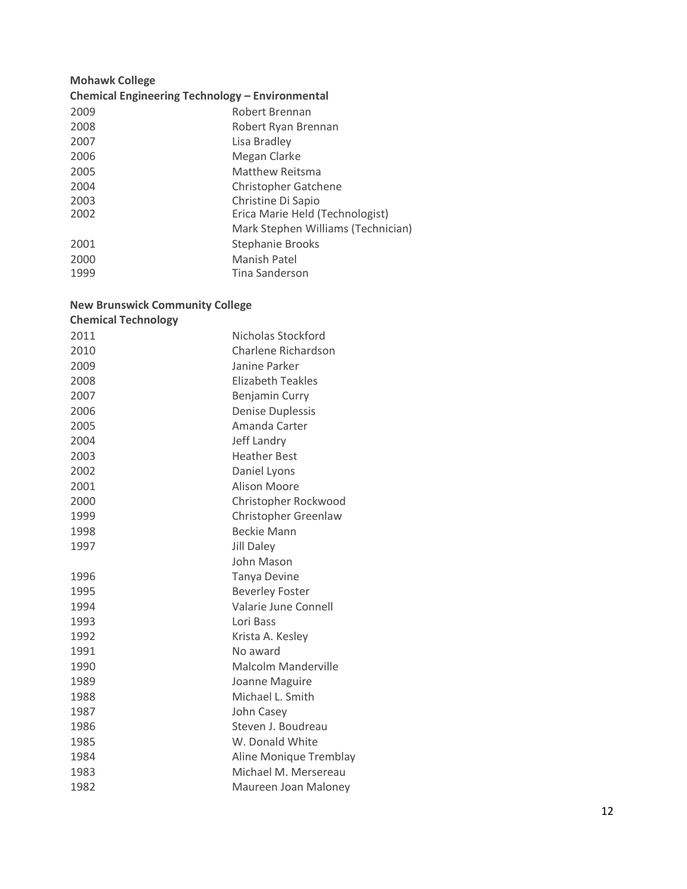**Mohawk College**

**Chemical Engineering Technology – Environmental**

| | |
|---|---|
| 2009 | Robert Brennan |
| 2008 | Robert Ryan Brennan |
| 2007 | Lisa Bradley |
| 2006 | Megan Clarke |
| 2005 | Matthew Reitsma |
| 2004 | Christopher Gatchene |
| 2003 | Christine Di Sapio |
| 2002 | Erica Marie Held (Technologist) |
| | Mark Stephen Williams (Technician) |
| 2001 | Stephanie Brooks |
| 2000 | Manish Patel |
| 1999 | Tina Sanderson |

**New Brunswick Community College**

**Chemical Technology**

| | |
|---|---|
| 2011 | Nicholas Stockford |
| 2010 | Charlene Richardson |
| 2009 | Janine Parker |
| 2008 | Elizabeth Teakles |
| 2007 | Benjamin Curry |
| 2006 | Denise Duplessis |
| 2005 | Amanda Carter |
| 2004 | Jeff Landry |
| 2003 | Heather Best |
| 2002 | Daniel Lyons |
| 2001 | Alison Moore |
| 2000 | Christopher Rockwood |
| 1999 | Christopher Greenlaw |
| 1998 | Beckie Mann |
| 1997 | Jill Daley |
| | John Mason |
| 1996 | Tanya Devine |
| 1995 | Beverley Foster |
| 1994 | Valarie June Connell |
| 1993 | Lori Bass |
| 1992 | Krista A. Kesley |
| 1991 | No award |
| 1990 | Malcolm Manderville |
| 1989 | Joanne Maguire |
| 1988 | Michael L. Smith |
| 1987 | John Casey |
| 1986 | Steven J. Boudreau |
| 1985 | W. Donald White |
| 1984 | Aline Monique Tremblay |
| 1983 | Michael M. Mersereau |
| 1982 | Maureen Joan Maloney |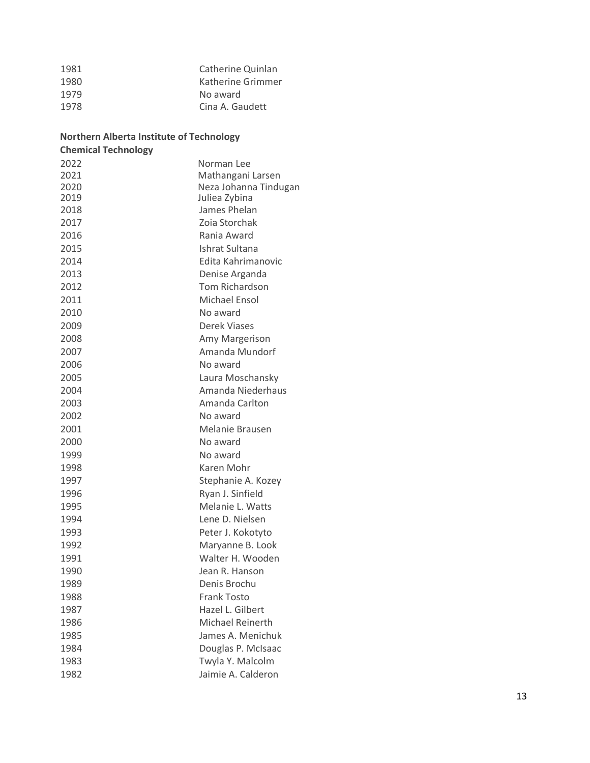| | |
|---|---|
| 1981 | Catherine Quinlan |
| 1980 | Katherine Grimmer |
| 1979 | No award |
| 1978 | Cina A. Gaudett |

**Northern Alberta Institute of Technology**

**Chemical Technology**

| | |
|---|---|
| 2022 | Norman Lee |
| 2021 | Mathangani Larsen |
| 2020 | Neza Johanna Tindugan |
| 2019 | Juliea Zybina |
| 2018 | James Phelan |
| 2017 | Zoia Storchak |
| 2016 | Rania Award |
| 2015 | Ishrat Sultana |
| 2014 | Edita Kahrimanovic |
| 2013 | Denise Arganda |
| 2012 | Tom Richardson |
| 2011 | Michael Ensol |
| 2010 | No award |
| 2009 | Derek Viases |
| 2008 | Amy Margerison |
| 2007 | Amanda Mundorf |
| 2006 | No award |
| 2005 | Laura Moschansky |
| 2004 | Amanda Niederhaus |
| 2003 | Amanda Carlton |
| 2002 | No award |
| 2001 | Melanie Brausen |
| 2000 | No award |
| 1999 | No award |
| 1998 | Karen Mohr |
| 1997 | Stephanie A. Kozey |
| 1996 | Ryan J. Sinfield |
| 1995 | Melanie L. Watts |
| 1994 | Lene D. Nielsen |
| 1993 | Peter J. Kokotyto |
| 1992 | Maryanne B. Look |
| 1991 | Walter H. Wooden |
| 1990 | Jean R. Hanson |
| 1989 | Denis Brochu |
| 1988 | Frank Tosto |
| 1987 | Hazel L. Gilbert |
| 1986 | Michael Reinerth |
| 1985 | James A. Menichuk |
| 1984 | Douglas P. McIsaac |
| 1983 | Twyla Y. Malcolm |
| 1982 | Jaimie A. Calderon |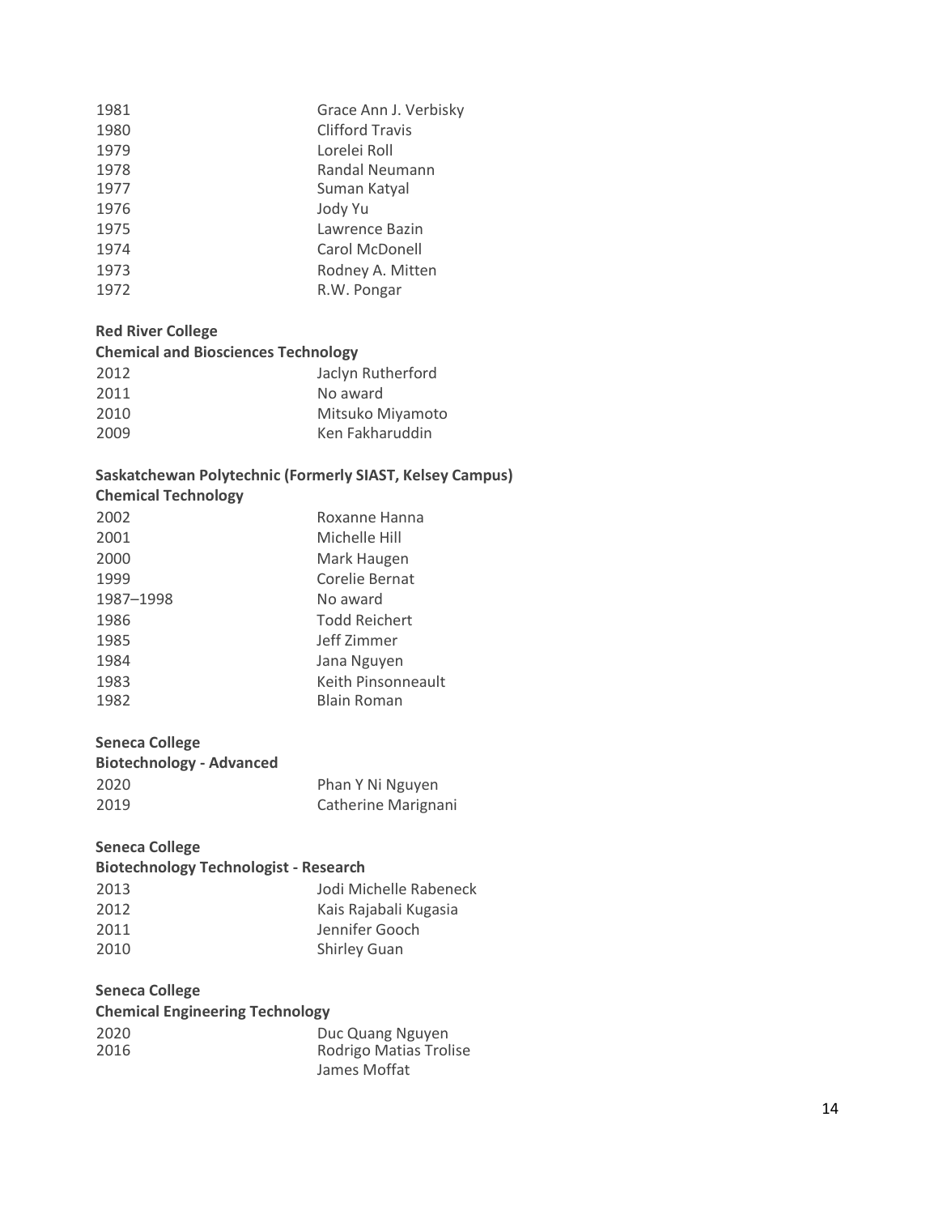| | |
|---|---|
| 1981 | Grace Ann J. Verbisky |
| 1980 | Clifford Travis |
| 1979 | Lorelei Roll |
| 1978 | Randal Neumann |
| 1977 | Suman Katyal |
| 1976 | Jody Yu |
| 1975 | Lawrence Bazin |
| 1974 | Carol McDonell |
| 1973 | Rodney A. Mitten |
| 1972 | R.W. Pongar |

**Red River College**

**Chemical and Biosciences Technology**

| | |
|---|---|
| 2012 | Jaclyn Rutherford |
| 2011 | No award |
| 2010 | Mitsuko Miyamoto |
| 2009 | Ken Fakharuddin |

**Saskatchewan Polytechnic (Formerly SIAST, Kelsey Campus)**

**Chemical Technology**

| | |
|---|---|
| 2002 | Roxanne Hanna |
| 2001 | Michelle Hill |
| 2000 | Mark Haugen |
| 1999 | Corelie Bernat |
| 1987–1998 | No award |
| 1986 | Todd Reichert |
| 1985 | Jeff Zimmer |
| 1984 | Jana Nguyen |
| 1983 | Keith Pinsonneault |
| 1982 | Blain Roman |

**Seneca College**

**Biotechnology - Advanced**

| | |
|---|---|
| 2020 | Phan Y Ni Nguyen |
| 2019 | Catherine Marignani |

**Seneca College**

**Biotechnology Technologist - Research**

| | |
|---|---|
| 2013 | Jodi Michelle Rabeneck |
| 2012 | Kais Rajabali Kugasia |
| 2011 | Jennifer Gooch |
| 2010 | Shirley Guan |

**Seneca College**

**Chemical Engineering Technology**

| | |
|---|---|
| 2020 | Duc Quang Nguyen |
| 2016 | Rodrigo Matias Trolise |
| | James Moffat |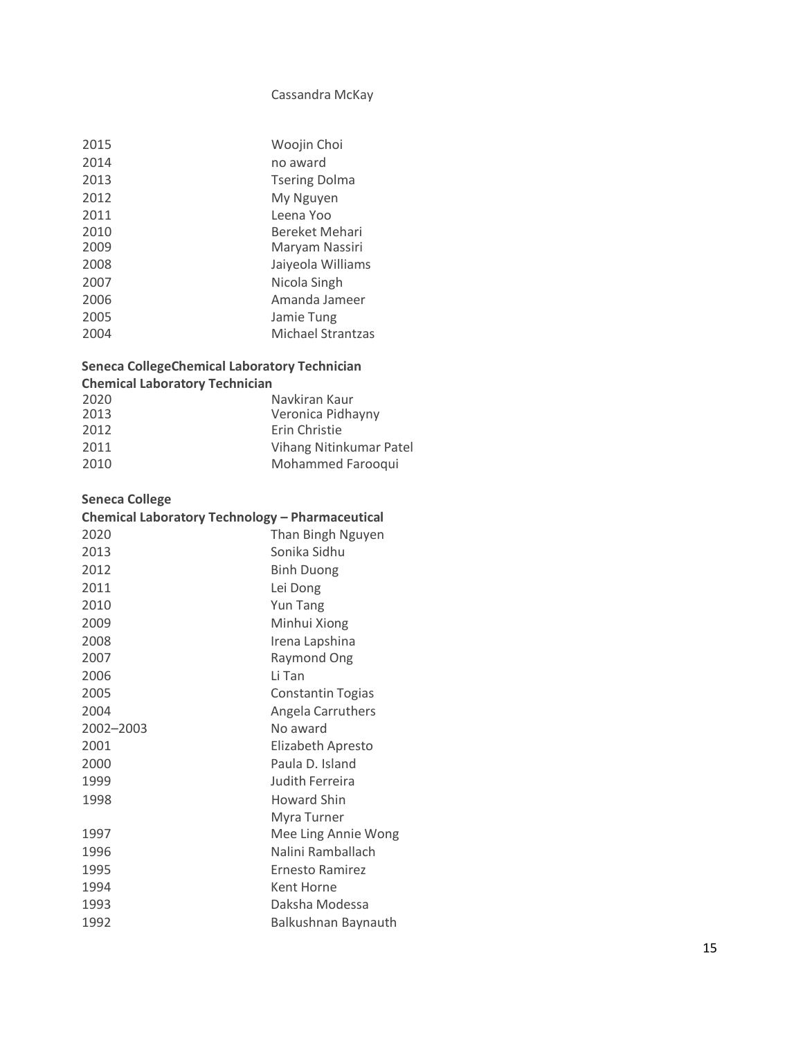Cassandra McKay

| | |
|---|---|
| 2015 | Woojin Choi |
| 2014 | no award |
| 2013 | Tsering Dolma |
| 2012 | My Nguyen |
| 2011 | Leena Yoo |
| 2010 | Bereket Mehari |
| 2009 | Maryam Nassiri |
| 2008 | Jaiyeola Williams |
| 2007 | Nicola Singh |
| 2006 | Amanda Jameer |
| 2005 | Jamie Tung |
| 2004 | Michael Strantzas |

**Seneca CollegeChemical Laboratory Technician**
**Chemical Laboratory Technician**

| | |
|---|---|
| 2020 | Navkiran Kaur |
| 2013 | Veronica Pidhayny |
| 2012 | Erin Christie |
| 2011 | Vihang Nitinkumar Patel |
| 2010 | Mohammed Farooqui |

**Seneca College**
**Chemical Laboratory Technology – Pharmaceutical**

| | |
|---|---|
| 2020 | Than Bingh Nguyen |
| 2013 | Sonika Sidhu |
| 2012 | Binh Duong |
| 2011 | Lei Dong |
| 2010 | Yun Tang |
| 2009 | Minhui Xiong |
| 2008 | Irena Lapshina |
| 2007 | Raymond Ong |
| 2006 | Li Tan |
| 2005 | Constantin Togias |
| 2004 | Angela Carruthers |
| 2002–2003 | No award |
| 2001 | Elizabeth Apresto |
| 2000 | Paula D. Island |
| 1999 | Judith Ferreira |
| 1998 | Howard Shin |
| | Myra Turner |
| 1997 | Mee Ling Annie Wong |
| 1996 | Nalini Ramballach |
| 1995 | Ernesto Ramirez |
| 1994 | Kent Horne |
| 1993 | Daksha Modessa |
| 1992 | Balkushnan Baynauth |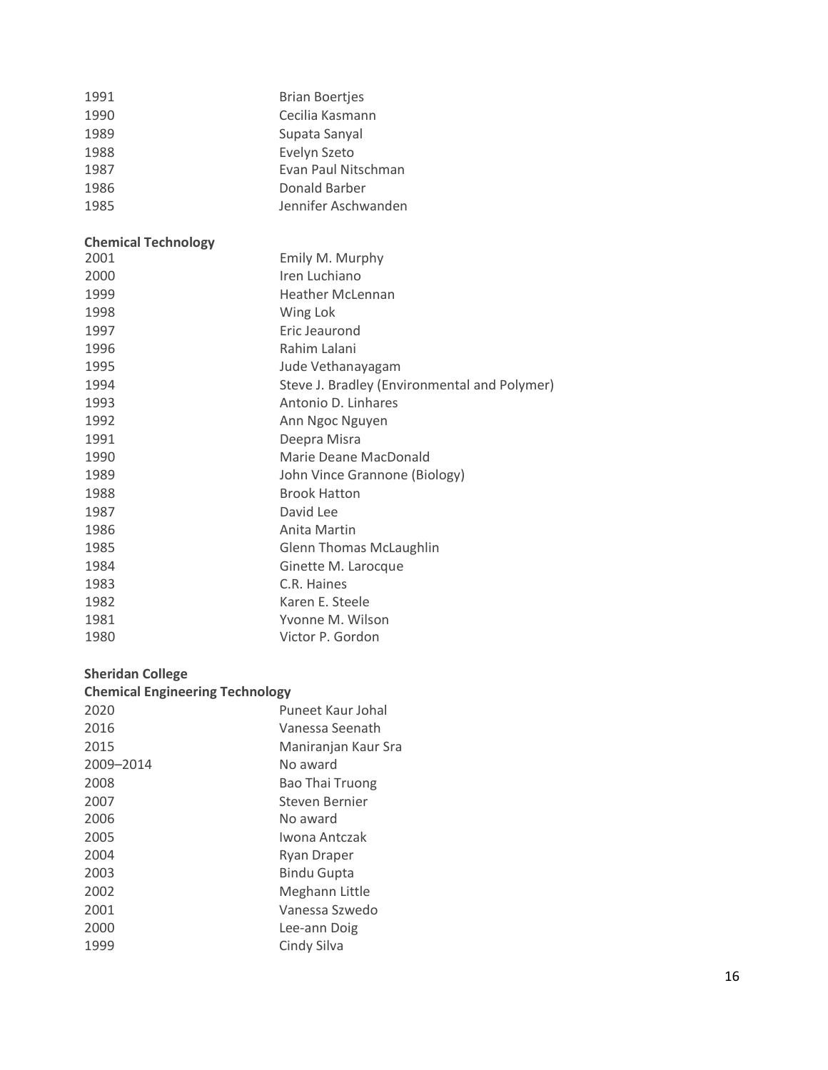| | |
|---|---|
| 1991 | Brian Boertjes |
| 1990 | Cecilia Kasmann |
| 1989 | Supata Sanyal |
| 1988 | Evelyn Szeto |
| 1987 | Evan Paul Nitschman |
| 1986 | Donald Barber |
| 1985 | Jennifer Aschwanden |

**Chemical Technology**

| | |
|---|---|
| 2001 | Emily M. Murphy |
| 2000 | Iren Luchiano |
| 1999 | Heather McLennan |
| 1998 | Wing Lok |
| 1997 | Eric Jeaurond |
| 1996 | Rahim Lalani |
| 1995 | Jude Vethanayagam |
| 1994 | Steve J. Bradley (Environmental and Polymer) |
| 1993 | Antonio D. Linhares |
| 1992 | Ann Ngoc Nguyen |
| 1991 | Deepra Misra |
| 1990 | Marie Deane MacDonald |
| 1989 | John Vince Grannone (Biology) |
| 1988 | Brook Hatton |
| 1987 | David Lee |
| 1986 | Anita Martin |
| 1985 | Glenn Thomas McLaughlin |
| 1984 | Ginette M. Larocque |
| 1983 | C.R. Haines |
| 1982 | Karen E. Steele |
| 1981 | Yvonne M. Wilson |
| 1980 | Victor P. Gordon |

**Sheridan College**

**Chemical Engineering Technology**

| | |
|---|---|
| 2020 | Puneet Kaur Johal |
| 2016 | Vanessa Seenath |
| 2015 | Maniranjan Kaur Sra |
| 2009–2014 | No award |
| 2008 | Bao Thai Truong |
| 2007 | Steven Bernier |
| 2006 | No award |
| 2005 | Iwona Antczak |
| 2004 | Ryan Draper |
| 2003 | Bindu Gupta |
| 2002 | Meghann Little |
| 2001 | Vanessa Szwedo |
| 2000 | Lee-ann Doig |
| 1999 | Cindy Silva |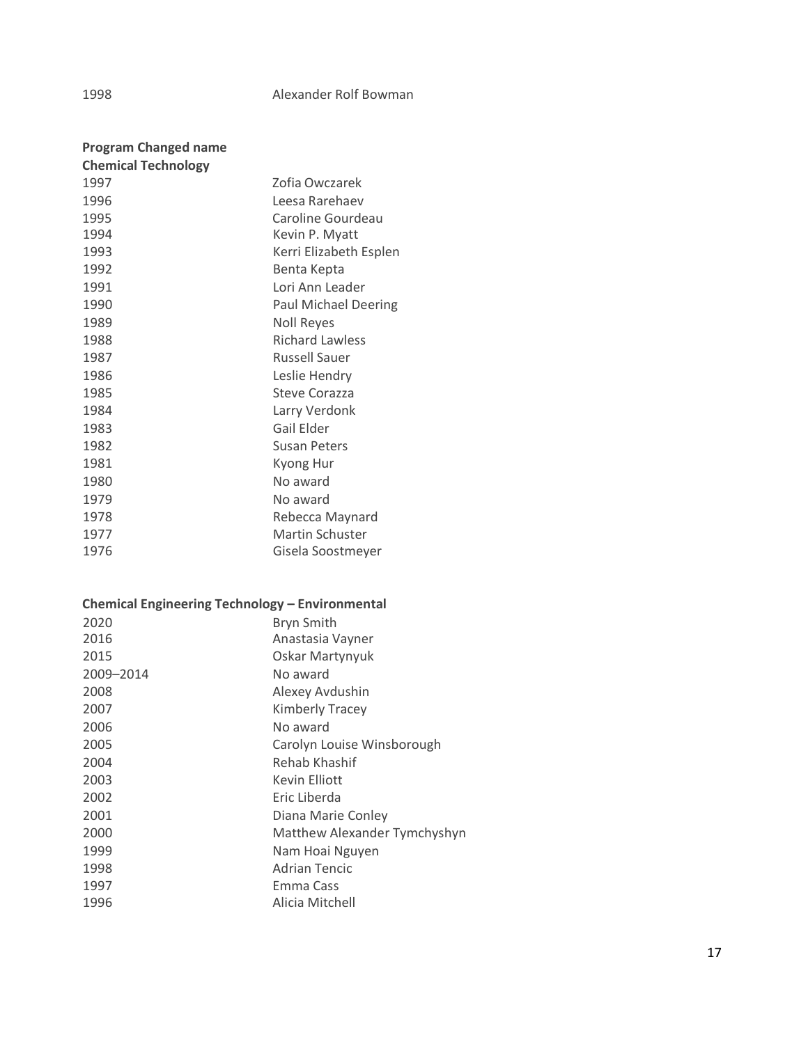| | |
|---|---|
| 1998 | Alexander Rolf Bowman |

**Program Changed name**
**Chemical Technology**

| | |
|---|---|
| 1997 | Zofia Owczarek |
| 1996 | Leesa Rarehaev |
| 1995 | Caroline Gourdeau |
| 1994 | Kevin P. Myatt |
| 1993 | Kerri Elizabeth Esplen |
| 1992 | Benta Kepta |
| 1991 | Lori Ann Leader |
| 1990 | Paul Michael Deering |
| 1989 | Noll Reyes |
| 1988 | Richard Lawless |
| 1987 | Russell Sauer |
| 1986 | Leslie Hendry |
| 1985 | Steve Corazza |
| 1984 | Larry Verdonk |
| 1983 | Gail Elder |
| 1982 | Susan Peters |
| 1981 | Kyong Hur |
| 1980 | No award |
| 1979 | No award |
| 1978 | Rebecca Maynard |
| 1977 | Martin Schuster |
| 1976 | Gisela Soostmeyer |

**Chemical Engineering Technology – Environmental**

| | |
|---|---|
| 2020 | Bryn Smith |
| 2016 | Anastasia Vayner |
| 2015 | Oskar Martynyuk |
| 2009–2014 | No award |
| 2008 | Alexey Avdushin |
| 2007 | Kimberly Tracey |
| 2006 | No award |
| 2005 | Carolyn Louise Winsborough |
| 2004 | Rehab Khashif |
| 2003 | Kevin Elliott |
| 2002 | Eric Liberda |
| 2001 | Diana Marie Conley |
| 2000 | Matthew Alexander Tymchyshyn |
| 1999 | Nam Hoai Nguyen |
| 1998 | Adrian Tencic |
| 1997 | Emma Cass |
| 1996 | Alicia Mitchell |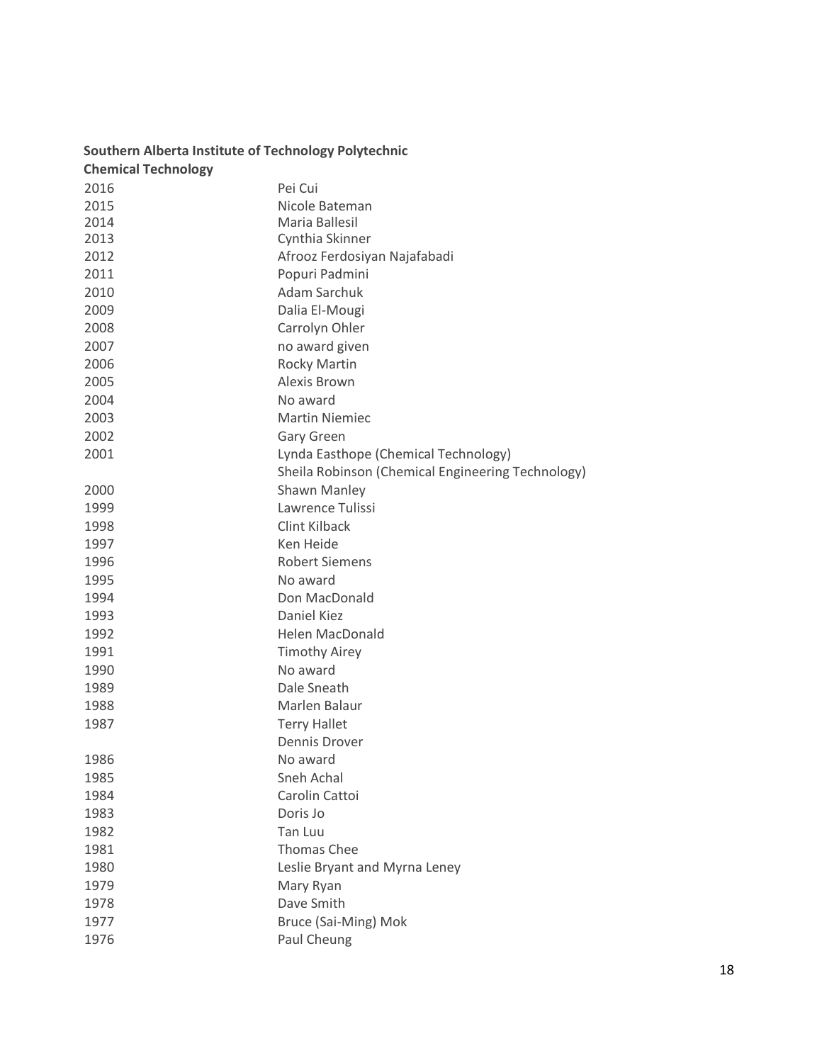**Southern Alberta Institute of Technology Polytechnic**

**Chemical Technology**

| | |
|---|---|
| 2016 | Pei Cui |
| 2015 | Nicole Bateman |
| 2014 | Maria Ballesil |
| 2013 | Cynthia Skinner |
| 2012 | Afrooz Ferdosiyan Najafabadi |
| 2011 | Popuri Padmini |
| 2010 | Adam Sarchuk |
| 2009 | Dalia El-Mougi |
| 2008 | Carrolyn Ohler |
| 2007 | no award given |
| 2006 | Rocky Martin |
| 2005 | Alexis Brown |
| 2004 | No award |
| 2003 | Martin Niemiec |
| 2002 | Gary Green |
| 2001 | Lynda Easthope (Chemical Technology) |
| | Sheila Robinson (Chemical Engineering Technology) |
| 2000 | Shawn Manley |
| 1999 | Lawrence Tulissi |
| 1998 | Clint Kilback |
| 1997 | Ken Heide |
| 1996 | Robert Siemens |
| 1995 | No award |
| 1994 | Don MacDonald |
| 1993 | Daniel Kiez |
| 1992 | Helen MacDonald |
| 1991 | Timothy Airey |
| 1990 | No award |
| 1989 | Dale Sneath |
| 1988 | Marlen Balaur |
| 1987 | Terry Hallet |
| | Dennis Drover |
| 1986 | No award |
| 1985 | Sneh Achal |
| 1984 | Carolin Cattoi |
| 1983 | Doris Jo |
| 1982 | Tan Luu |
| 1981 | Thomas Chee |
| 1980 | Leslie Bryant and Myrna Leney |
| 1979 | Mary Ryan |
| 1978 | Dave Smith |
| 1977 | Bruce (Sai-Ming) Mok |
| 1976 | Paul Cheung |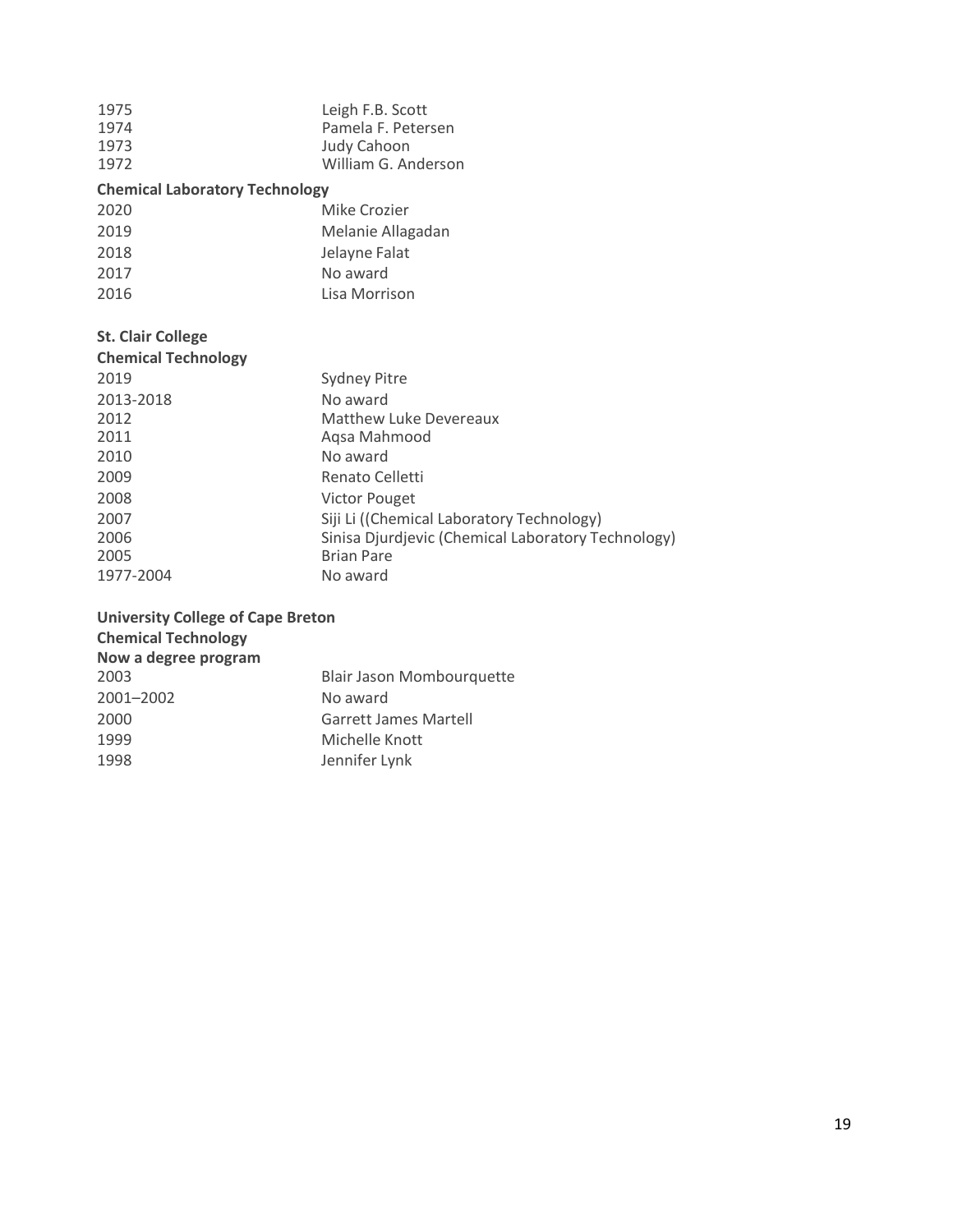| | |
|---|---|
| 1975 | Leigh F.B. Scott |
| 1974 | Pamela F. Petersen |
| 1973 | Judy Cahoon |
| 1972 | William G. Anderson |

**Chemical Laboratory Technology**

| | |
|---|---|
| 2020 | Mike Crozier |
| 2019 | Melanie Allagadan |
| 2018 | Jelayne Falat |
| 2017 | No award |
| 2016 | Lisa Morrison |

**St. Clair College**

**Chemical Technology**

| | |
|---|---|
| 2019 | Sydney Pitre |
| 2013-2018 | No award |
| 2012 | Matthew Luke Devereaux |
| 2011 | Aqsa Mahmood |
| 2010 | No award |
| 2009 | Renato Celletti |
| 2008 | Victor Pouget |
| 2007 | Siji Li ((Chemical Laboratory Technology) |
| 2006 | Sinisa Djurdjevic (Chemical Laboratory Technology) |
| 2005 | Brian Pare |
| 1977-2004 | No award |

**University College of Cape Breton**

**Chemical Technology**

**Now a degree program**

| | |
|---|---|
| 2003 | Blair Jason Mombourquette |
| 2001–2002 | No award |
| 2000 | Garrett James Martell |
| 1999 | Michelle Knott |
| 1998 | Jennifer Lynk |